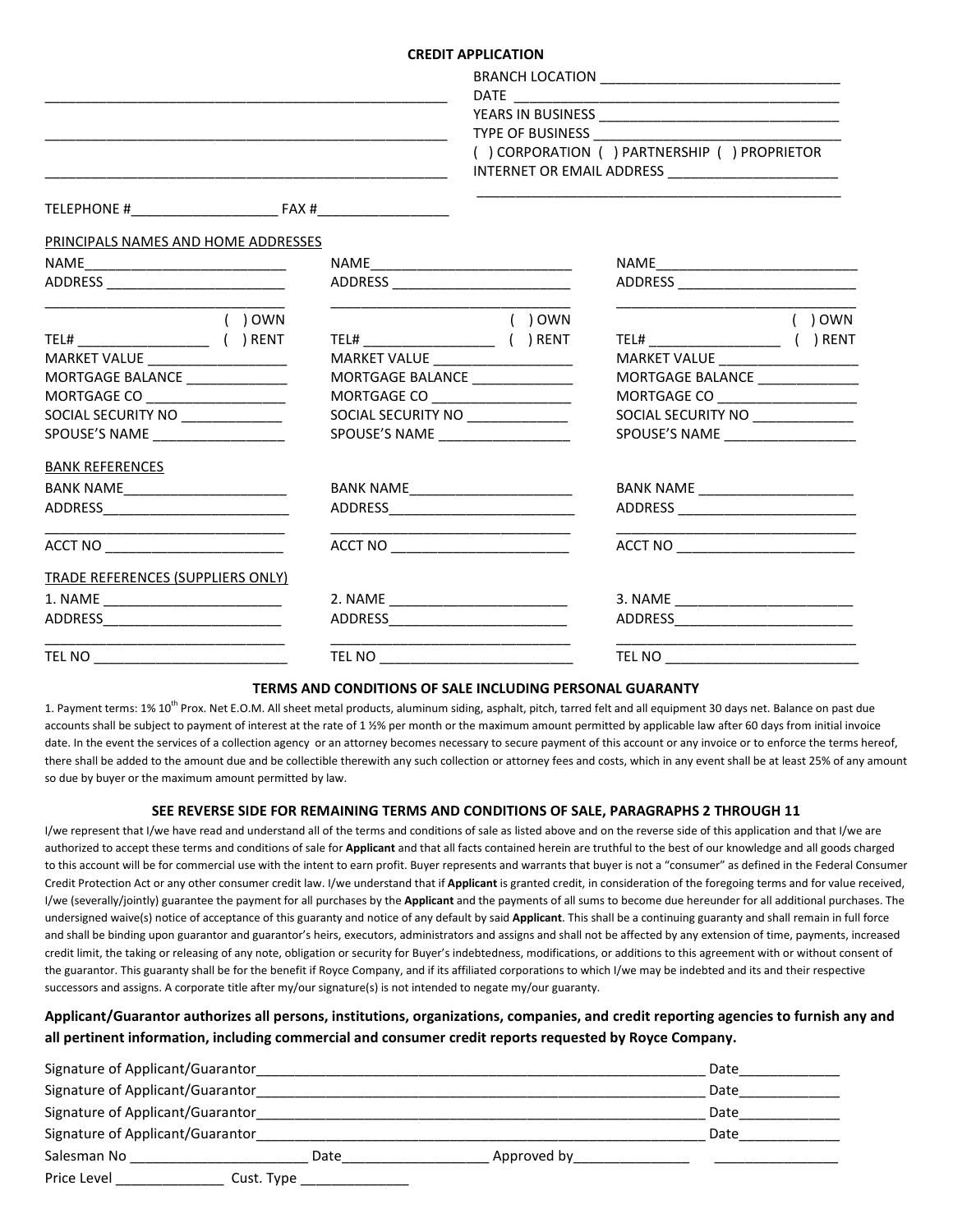# CREDIT APPLICATION

_______________________________________________________

_______________________________________________________

_______________________________________________________

BRANCH LOCATION _______________________________
DATE ___________________________________________
YEARS IN BUSINESS ______________________________
TYPE OF BUSINESS _______________________________
( ) CORPORATION ( ) PARTNERSHIP ( ) PROPRIETOR
INTERNET OR EMAIL ADDRESS ______________________
_________________________________________________

TELEPHONE #___________________ FAX #_________________

PRINCIPALS NAMES AND HOME ADDRESSES

| | | |
|---|---|---|
| NAME___________________________ | NAME___________________________ | NAME___________________________ |
| ADDRESS ________________________ | ADDRESS ________________________ | ADDRESS ________________________ |
| _______________________________ | _______________________________ | _______________________________ |
| ( ) OWN | ( ) OWN | ( ) OWN |
| TEL# _________________ ( ) RENT | TEL# _________________ ( ) RENT | TEL# _________________ ( ) RENT |
| MARKET VALUE __________________ | MARKET VALUE __________________ | MARKET VALUE __________________ |
| MORTGAGE BALANCE _____________ | MORTGAGE BALANCE _____________ | MORTGAGE BALANCE _____________ |
| MORTGAGE CO __________________ | MORTGAGE CO __________________ | MORTGAGE CO __________________ |
| SOCIAL SECURITY NO _____________ | SOCIAL SECURITY NO _____________ | SOCIAL SECURITY NO _____________ |
| SPOUSE'S NAME _________________ | SPOUSE'S NAME _________________ | SPOUSE'S NAME _________________ |

BANK REFERENCES

| | | |
|---|---|---|
| BANK NAME______________________ | BANK NAME______________________ | BANK NAME _____________________ |
| ADDRESS________________________ | ADDRESS________________________ | ADDRESS ________________________ |
| _______________________________ | _______________________________ | _______________________________ |
| ACCT NO _______________________ | ACCT NO _______________________ | ACCT NO _______________________ |

TRADE REFERENCES (SUPPLIERS ONLY)

| | | |
|---|---|---|
| 1. NAME _______________________ | 2. NAME _______________________ | 3. NAME _______________________ |
| ADDRESS_______________________ | ADDRESS_______________________ | ADDRESS_______________________ |
| _______________________________ | _______________________________ | _______________________________ |
| TEL NO ________________________ | TEL NO ________________________ | TEL NO ________________________ |

### TERMS AND CONDITIONS OF SALE INCLUDING PERSONAL GUARANTY

1. Payment terms: 1% 10th Prox. Net E.O.M. All sheet metal products, aluminum siding, asphalt, pitch, tarred felt and all equipment 30 days net. Balance on past due accounts shall be subject to payment of interest at the rate of 1 ½% per month or the maximum amount permitted by applicable law after 60 days from initial invoice date. In the event the services of a collection agency or an attorney becomes necessary to secure payment of this account or any invoice or to enforce the terms hereof, there shall be added to the amount due and be collectible therewith any such collection or attorney fees and costs, which in any event shall be at least 25% of any amount so due by buyer or the maximum amount permitted by law.

### SEE REVERSE SIDE FOR REMAINING TERMS AND CONDITIONS OF SALE, PARAGRAPHS 2 THROUGH 11

I/we represent that I/we have read and understand all of the terms and conditions of sale as listed above and on the reverse side of this application and that I/we are authorized to accept these terms and conditions of sale for **Applicant** and that all facts contained herein are truthful to the best of our knowledge and all goods charged to this account will be for commercial use with the intent to earn profit. Buyer represents and warrants that buyer is not a "consumer" as defined in the Federal Consumer Credit Protection Act or any other consumer credit law. I/we understand that if **Applicant** is granted credit, in consideration of the foregoing terms and for value received, I/we (severally/jointly) guarantee the payment for all purchases by the **Applicant** and the payments of all sums to become due hereunder for all additional purchases. The undersigned waive(s) notice of acceptance of this guaranty and notice of any default by said **Applicant**. This shall be a continuing guaranty and shall remain in full force and shall be binding upon guarantor and guarantor's heirs, executors, administrators and assigns and shall not be affected by any extension of time, payments, increased credit limit, the taking or releasing of any note, obligation or security for Buyer's indebtedness, modifications, or additions to this agreement with or without consent of the guarantor. This guaranty shall be for the benefit if Royce Company, and if its affiliated corporations to which I/we may be indebted and its and their respective successors and assigns. A corporate title after my/our signature(s) is not intended to negate my/our guaranty.

**Applicant/Guarantor authorizes all persons, institutions, organizations, companies, and credit reporting agencies to furnish any and all pertinent information, including commercial and consumer credit reports requested by Royce Company.**

Signature of Applicant/Guarantor_______________________________________________________ Date_____________
Signature of Applicant/Guarantor_______________________________________________________ Date_____________
Signature of Applicant/Guarantor_______________________________________________________ Date_____________
Signature of Applicant/Guarantor_______________________________________________________ Date_____________
Salesman No _______________________ Date__________________ Approved by_______________ ________________
Price Level ______________ Cust. Type ______________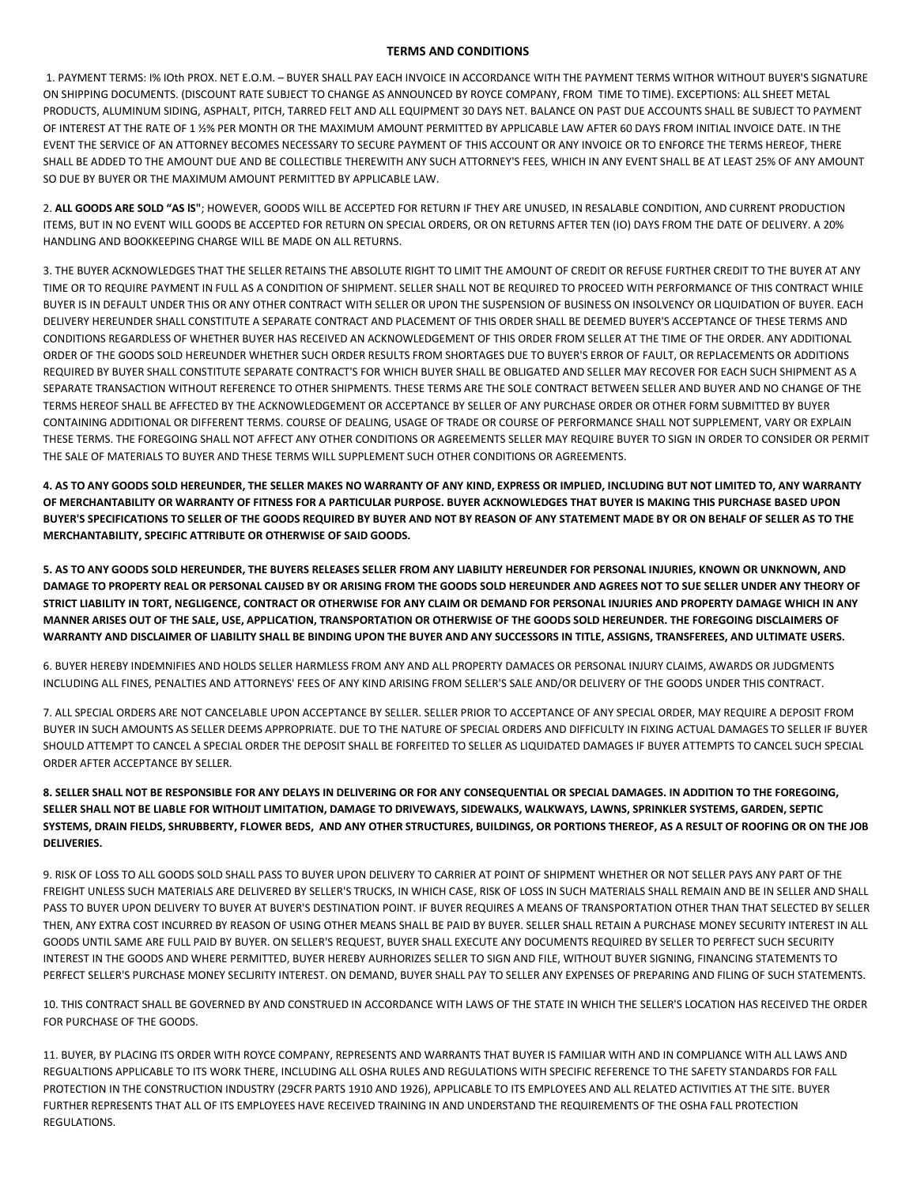**TERMS AND CONDITIONS**

1. PAYMENT TERMS: I% IOth PROX. NET E.O.M. – BUYER SHALL PAY EACH INVOICE IN ACCORDANCE WITH THE PAYMENT TERMS WITHOR WITHOUT BUYER'S SIGNATURE ON SHIPPING DOCUMENTS. (DISCOUNT RATE SUBJECT TO CHANGE AS ANNOUNCED BY ROYCE COMPANY, FROM TIME TO TIME). EXCEPTIONS: ALL SHEET METAL PRODUCTS, ALUMINUM SIDING, ASPHALT, PITCH, TARRED FELT AND ALL EQUIPMENT 30 DAYS NET. BALANCE ON PAST DUE ACCOUNTS SHALL BE SUBJECT TO PAYMENT OF INTEREST AT THE RATE OF 1 ½% PER MONTH OR THE MAXIMUM AMOUNT PERMITTED BY APPLICABLE LAW AFTER 60 DAYS FROM INITIAL INVOICE DATE. IN THE EVENT THE SERVICE OF AN ATTORNEY BECOMES NECESSARY TO SECURE PAYMENT OF THIS ACCOUNT OR ANY INVOICE OR TO ENFORCE THE TERMS HEREOF, THERE SHALL BE ADDED TO THE AMOUNT DUE AND BE COLLECTIBLE THEREWITH ANY SUCH ATTORNEY'S FEES, WHICH IN ANY EVENT SHALL BE AT LEAST 25% OF ANY AMOUNT SO DUE BY BUYER OR THE MAXIMUM AMOUNT PERMITTED BY APPLICABLE LAW.

2. **ALL GOODS ARE SOLD "AS IS"**; HOWEVER, GOODS WILL BE ACCEPTED FOR RETURN IF THEY ARE UNUSED, IN RESALABLE CONDITION, AND CURRENT PRODUCTION ITEMS, BUT IN NO EVENT WILL GOODS BE ACCEPTED FOR RETURN ON SPECIAL ORDERS, OR ON RETURNS AFTER TEN (IO) DAYS FROM THE DATE OF DELIVERY. A 20% HANDLING AND BOOKKEEPING CHARGE WILL BE MADE ON ALL RETURNS.

3. THE BUYER ACKNOWLEDGES THAT THE SELLER RETAINS THE ABSOLUTE RIGHT TO LIMIT THE AMOUNT OF CREDIT OR REFUSE FURTHER CREDIT TO THE BUYER AT ANY TIME OR TO REQUIRE PAYMENT IN FULL AS A CONDITION OF SHIPMENT. SELLER SHALL NOT BE REQUIRED TO PROCEED WITH PERFORMANCE OF THIS CONTRACT WHILE BUYER IS IN DEFAULT UNDER THIS OR ANY OTHER CONTRACT WITH SELLER OR UPON THE SUSPENSION OF BUSINESS ON INSOLVENCY OR LIQUIDATION OF BUYER. EACH DELIVERY HEREUNDER SHALL CONSTITUTE A SEPARATE CONTRACT AND PLACEMENT OF THIS ORDER SHALL BE DEEMED BUYER'S ACCEPTANCE OF THESE TERMS AND CONDITIONS REGARDLESS OF WHETHER BUYER HAS RECEIVED AN ACKNOWLEDGEMENT OF THIS ORDER FROM SELLER AT THE TIME OF THE ORDER. ANY ADDITIONAL ORDER OF THE GOODS SOLD HEREUNDER WHETHER SUCH ORDER RESULTS FROM SHORTAGES DUE TO BUYER'S ERROR OF FAULT, OR REPLACEMENTS OR ADDITIONS REQUIRED BY BUYER SHALL CONSTITUTE SEPARATE CONTRACT'S FOR WHICH BUYER SHALL BE OBLIGATED AND SELLER MAY RECOVER FOR EACH SUCH SHIPMENT AS A SEPARATE TRANSACTION WITHOUT REFERENCE TO OTHER SHIPMENTS. THESE TERMS ARE THE SOLE CONTRACT BETWEEN SELLER AND BUYER AND NO CHANGE OF THE TERMS HEREOF SHALL BE AFFECTED BY THE ACKNOWLEDGEMENT OR ACCEPTANCE BY SELLER OF ANY PURCHASE ORDER OR OTHER FORM SUBMITTED BY BUYER CONTAINING ADDITIONAL OR DIFFERENT TERMS. COURSE OF DEALING, USAGE OF TRADE OR COURSE OF PERFORMANCE SHALL NOT SUPPLEMENT, VARY OR EXPLAIN THESE TERMS. THE FOREGOING SHALL NOT AFFECT ANY OTHER CONDITIONS OR AGREEMENTS SELLER MAY REQUIRE BUYER TO SIGN IN ORDER TO CONSIDER OR PERMIT THE SALE OF MATERIALS TO BUYER AND THESE TERMS WILL SUPPLEMENT SUCH OTHER CONDITIONS OR AGREEMENTS.

**4. AS TO ANY GOODS SOLD HEREUNDER, THE SELLER MAKES NO WARRANTY OF ANY KIND, EXPRESS OR IMPLIED, INCLUDING BUT NOT LIMITED TO, ANY WARRANTY OF MERCHANTABILITY OR WARRANTY OF FITNESS FOR A PARTICULAR PURPOSE. BUYER ACKNOWLEDGES THAT BUYER IS MAKING THIS PURCHASE BASED UPON BUYER'S SPECIFICATIONS TO SELLER OF THE GOODS REQUIRED BY BUYER AND NOT BY REASON OF ANY STATEMENT MADE BY OR ON BEHALF OF SELLER AS TO THE MERCHANTABILITY, SPECIFIC ATTRIBUTE OR OTHERWISE OF SAID GOODS.**

**5. AS TO ANY GOODS SOLD HEREUNDER, THE BUYERS RELEASES SELLER FROM ANY LIABILITY HEREUNDER FOR PERSONAL INJURIES, KNOWN OR UNKNOWN, AND DAMAGE TO PROPERTY REAL OR PERSONAL CAIJSED BY OR ARISING FROM THE GOODS SOLD HEREUNDER AND AGREES NOT TO SUE SELLER UNDER ANY THEORY OF STRICT LIABILITY IN TORT, NEGLIGENCE, CONTRACT OR OTHERWISE FOR ANY CLAIM OR DEMAND FOR PERSONAL INJURIES AND PROPERTY DAMAGE WHICH IN ANY MANNER ARISES OUT OF THE SALE, USE, APPLICATION, TRANSPORTATION OR OTHERWISE OF THE GOODS SOLD HEREUNDER. THE FOREGOING DISCLAIMERS OF WARRANTY AND DISCLAIMER OF LIABILITY SHALL BE BINDING UPON THE BUYER AND ANY SUCCESSORS IN TITLE, ASSIGNS, TRANSFEREES, AND ULTIMATE USERS.**

6. BUYER HEREBY INDEMNIFIES AND HOLDS SELLER HARMLESS FROM ANY AND ALL PROPERTY DAMACES OR PERSONAL INJURY CLAIMS, AWARDS OR JUDGMENTS INCLUDING ALL FINES, PENALTIES AND ATTORNEYS' FEES OF ANY KIND ARISING FROM SELLER'S SALE AND/OR DELIVERY OF THE GOODS UNDER THIS CONTRACT.

7. ALL SPECIAL ORDERS ARE NOT CANCELABLE UPON ACCEPTANCE BY SELLER. SELLER PRIOR TO ACCEPTANCE OF ANY SPECIAL ORDER, MAY REQUIRE A DEPOSIT FROM BUYER IN SUCH AMOUNTS AS SELLER DEEMS APPROPRIATE. DUE TO THE NATURE OF SPECIAL ORDERS AND DIFFICULTY IN FIXING ACTUAL DAMAGES TO SELLER IF BUYER SHOULD ATTEMPT TO CANCEL A SPECIAL ORDER THE DEPOSIT SHALL BE FORFEITED TO SELLER AS LIQUIDATED DAMAGES IF BUYER ATTEMPTS TO CANCEL SUCH SPECIAL ORDER AFTER ACCEPTANCE BY SELLER.

**8. SELLER SHALL NOT BE RESPONSIBLE FOR ANY DELAYS IN DELIVERING OR FOR ANY CONSEQUENTIAL OR SPECIAL DAMAGES. IN ADDITION TO THE FOREGOING, SELLER SHALL NOT BE LIABLE FOR WITHOIJT LIMITATION, DAMAGE TO DRIVEWAYS, SIDEWALKS, WALKWAYS, LAWNS, SPRINKLER SYSTEMS, GARDEN, SEPTIC SYSTEMS, DRAIN FIELDS, SHRUBBERTY, FLOWER BEDS, AND ANY OTHER STRUCTURES, BUILDINGS, OR PORTIONS THEREOF, AS A RESULT OF ROOFING OR ON THE JOB DELIVERIES.**

9. RISK OF LOSS TO ALL GOODS SOLD SHALL PASS TO BUYER UPON DELIVERY TO CARRIER AT POINT OF SHIPMENT WHETHER OR NOT SELLER PAYS ANY PART OF THE FREIGHT UNLESS SUCH MATERIALS ARE DELIVERED BY SELLER'S TRUCKS, IN WHICH CASE, RISK OF LOSS IN SUCH MATERIALS SHALL REMAIN AND BE IN SELLER AND SHALL PASS TO BUYER UPON DELIVERY TO BUYER AT BUYER'S DESTINATION POINT. IF BUYER REQUIRES A MEANS OF TRANSPORTATION OTHER THAN THAT SELECTED BY SELLER THEN, ANY EXTRA COST INCURRED BY REASON OF USING OTHER MEANS SHALL BE PAID BY BUYER. SELLER SHALL RETAIN A PURCHASE MONEY SECURITY INTEREST IN ALL GOODS UNTIL SAME ARE FULL PAID BY BUYER. ON SELLER'S REQUEST, BUYER SHALL EXECUTE ANY DOCUMENTS REQUIRED BY SELLER TO PERFECT SUCH SECURITY INTEREST IN THE GOODS AND WHERE PERMITTED, BUYER HEREBY AURHORIZES SELLER TO SIGN AND FILE, WITHOUT BUYER SIGNING, FINANCING STATEMENTS TO PERFECT SELLER'S PURCHASE MONEY SECLJRITY INTEREST. ON DEMAND, BUYER SHALL PAY TO SELLER ANY EXPENSES OF PREPARING AND FILING OF SUCH STATEMENTS.

10. THIS CONTRACT SHALL BE GOVERNED BY AND CONSTRUED IN ACCORDANCE WITH LAWS OF THE STATE IN WHICH THE SELLER'S LOCATION HAS RECEIVED THE ORDER FOR PURCHASE OF THE GOODS.

11. BUYER, BY PLACING ITS ORDER WITH ROYCE COMPANY, REPRESENTS AND WARRANTS THAT BUYER IS FAMILIAR WITH AND IN COMPLIANCE WITH ALL LAWS AND REGUALTIONS APPLICABLE TO ITS WORK THERE, INCLUDING ALL OSHA RULES AND REGULATIONS WITH SPECIFIC REFERENCE TO THE SAFETY STANDARDS FOR FALL PROTECTION IN THE CONSTRUCTION INDUSTRY (29CFR PARTS 1910 AND 1926), APPLICABLE TO ITS EMPLOYEES AND ALL RELATED ACTIVITIES AT THE SITE. BUYER FURTHER REPRESENTS THAT ALL OF ITS EMPLOYEES HAVE RECEIVED TRAINING IN AND UNDERSTAND THE REQUIREMENTS OF THE OSHA FALL PROTECTION REGULATIONS.